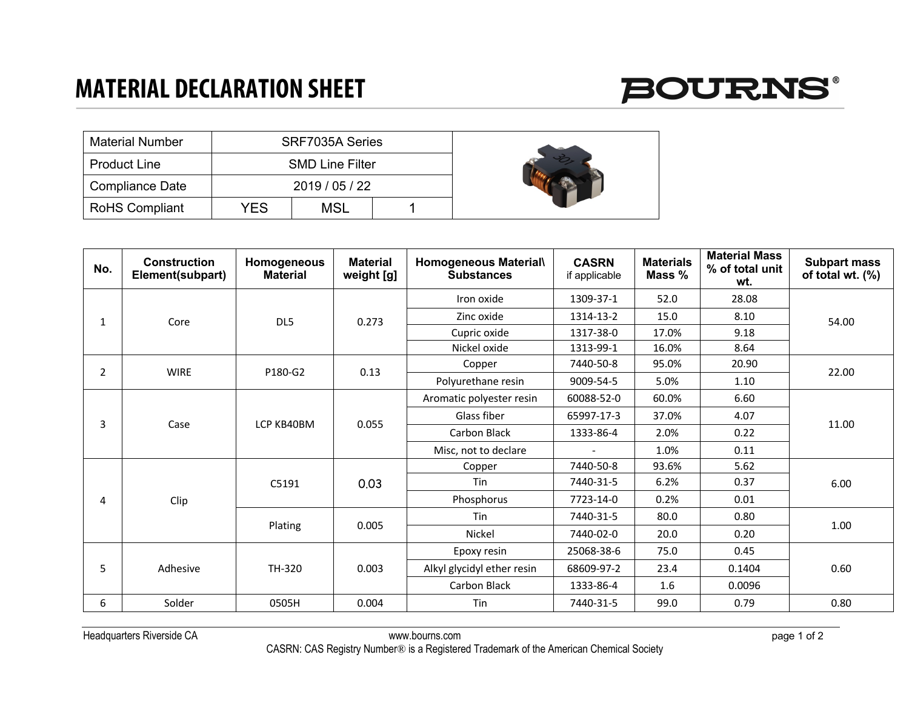# MATERIAL DECLARATION SHEET

BOURNS®

| Material Number | SRF7035A Series | | |
|---|---|---|---|
| Product Line | SMD Line Filter | | |
| Compliance Date | 2019 / 05 / 22 | | |
| RoHS Compliant | YES | MSL | 1 |

| No. | Construction Element(subpart) | Homogeneous Material | Material weight [g] | Homogeneous Material\ Substances | CASRN if applicable | Materials Mass % | Material Mass % of total unit wt. | Subpart mass of total wt. (%) |
|---|---|---|---|---|---|---|---|---|
| 1 | Core | DL5 | 0.273 | Iron oxide | 1309-37-1 | 52.0 | 28.08 | 54.00 |
| | | | | Zinc oxide | 1314-13-2 | 15.0 | 8.10 | |
| | | | | Cupric oxide | 1317-38-0 | 17.0% | 9.18 | |
| | | | | Nickel oxide | 1313-99-1 | 16.0% | 8.64 | |
| 2 | WIRE | P180-G2 | 0.13 | Copper | 7440-50-8 | 95.0% | 20.90 | 22.00 |
| | | | | Polyurethane resin | 9009-54-5 | 5.0% | 1.10 | |
| 3 | Case | LCP KB40BM | 0.055 | Aromatic polyester resin | 60088-52-0 | 60.0% | 6.60 | 11.00 |
| | | | | Glass fiber | 65997-17-3 | 37.0% | 4.07 | |
| | | | | Carbon Black | 1333-86-4 | 2.0% | 0.22 | |
| | | | | Misc, not to declare | - | 1.0% | 0.11 | |
| 4 | Clip | C5191 | 0.03 | Copper | 7440-50-8 | 93.6% | 5.62 | 6.00 |
| | | | | Tin | 7440-31-5 | 6.2% | 0.37 | |
| | | | | Phosphorus | 7723-14-0 | 0.2% | 0.01 | |
| | | Plating | 0.005 | Tin | 7440-31-5 | 80.0 | 0.80 | 1.00 |
| | | | | Nickel | 7440-02-0 | 20.0 | 0.20 | |
| 5 | Adhesive | TH-320 | 0.003 | Epoxy resin | 25068-38-6 | 75.0 | 0.45 | 0.60 |
| | | | | Alkyl glycidyl ether resin | 68609-97-2 | 23.4 | 0.1404 | |
| | | | | Carbon Black | 1333-86-4 | 1.6 | 0.0096 | |
| 6 | Solder | 0505H | 0.004 | Tin | 7440-31-5 | 99.0 | 0.79 | 0.80 |

Headquarters Riverside CA www.bourns.com

CASRN: CAS Registry Number® is a Registered Trademark of the American Chemical Society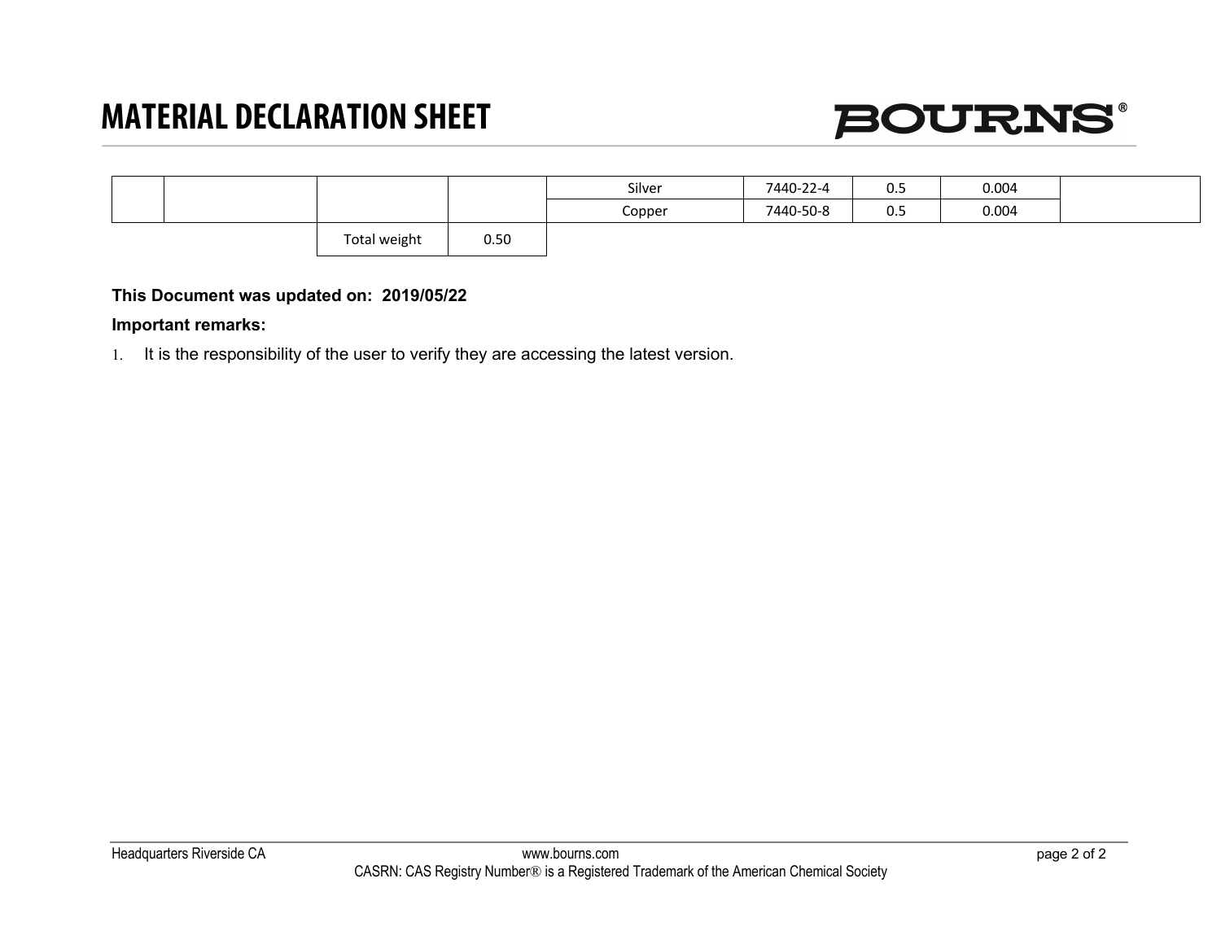| | | | | | | | | |
|---|---|---|---|---|---|---|---|---|
| | | | | Silver | 7440-22-4 | 0.5 | 0.004 | |
| | | | | Copper | 7440-50-8 | 0.5 | 0.004 | |
| | | Total weight | 0.50 | | | | | |

**This Document was updated on: 2019/05/22**

**Important remarks:**

1. It is the responsibility of the user to verify they are accessing the latest version.

CASRN: CAS Registry Number® is a Registered Trademark of the American Chemical Society